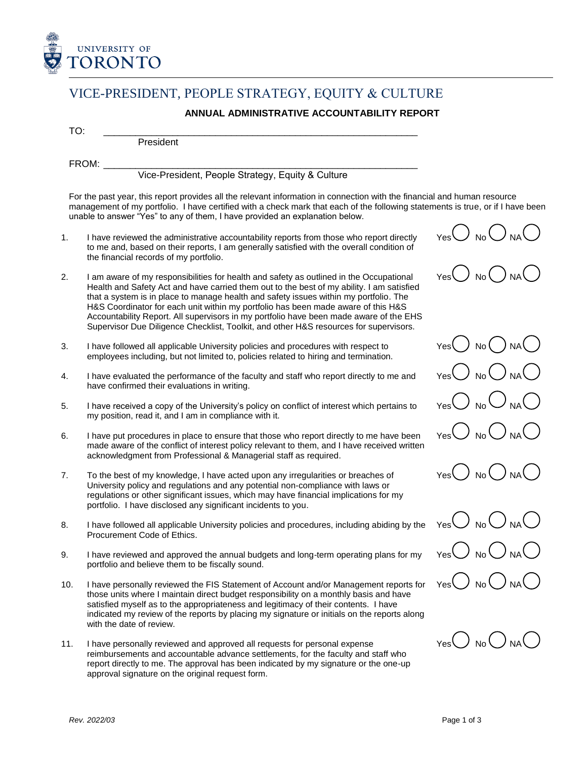UNIVERSITY OF TORONTO

# VICE-PRESIDENT, PEOPLE STRATEGY, EQUITY & CULTURE

## ANNUAL ADMINISTRATIVE ACCOUNTABILITY REPORT

TO: ____________________________________________________________
President

FROM: ____________________________________________________________
Vice-President, People Strategy, Equity & Culture

For the past year, this report provides all the relevant information in connection with the financial and human resource management of my portfolio. I have certified with a check mark that each of the following statements is true, or if I have been unable to answer "Yes" to any of them, I have provided an explanation below.

1. I have reviewed the administrative accountability reports from those who report directly to me and, based on their reports, I am generally satisfied with the overall condition of the financial records of my portfolio. — Yes ◯ No ◯ NA ◯

2. I am aware of my responsibilities for health and safety as outlined in the Occupational Health and Safety Act and have carried them out to the best of my ability. I am satisfied that a system is in place to manage health and safety issues within my portfolio. The H&S Coordinator for each unit within my portfolio has been made aware of this H&S Accountability Report. All supervisors in my portfolio have been made aware of the EHS Supervisor Due Diligence Checklist, Toolkit, and other H&S resources for supervisors. — Yes ◯ No ◯ NA ◯

3. I have followed all applicable University policies and procedures with respect to employees including, but not limited to, policies related to hiring and termination. — Yes ◯ No ◯ NA ◯

4. I have evaluated the performance of the faculty and staff who report directly to me and have confirmed their evaluations in writing. — Yes ◯ No ◯ NA ◯

5. I have received a copy of the University's policy on conflict of interest which pertains to my position, read it, and I am in compliance with it. — Yes ◯ No ◯ NA ◯

6. I have put procedures in place to ensure that those who report directly to me have been made aware of the conflict of interest policy relevant to them, and I have received written acknowledgment from Professional & Managerial staff as required. — Yes ◯ No ◯ NA ◯

7. To the best of my knowledge, I have acted upon any irregularities or breaches of University policy and regulations and any potential non-compliance with laws or regulations or other significant issues, which may have financial implications for my portfolio. I have disclosed any significant incidents to you. — Yes ◯ No ◯ NA ◯

8. I have followed all applicable University policies and procedures, including abiding by the Procurement Code of Ethics. — Yes ◯ No ◯ NA ◯

9. I have reviewed and approved the annual budgets and long-term operating plans for my portfolio and believe them to be fiscally sound. — Yes ◯ No ◯ NA ◯

10. I have personally reviewed the FIS Statement of Account and/or Management reports for those units where I maintain direct budget responsibility on a monthly basis and have satisfied myself as to the appropriateness and legitimacy of their contents. I have indicated my review of the reports by placing my signature or initials on the reports along with the date of review. — Yes ◯ No ◯ NA ◯

11. I have personally reviewed and approved all requests for personal expense reimbursements and accountable advance settlements, for the faculty and staff who report directly to me. The approval has been indicated by my signature or the one-up approval signature on the original request form. — Yes ◯ No ◯ NA ◯

*Rev. 2022/03*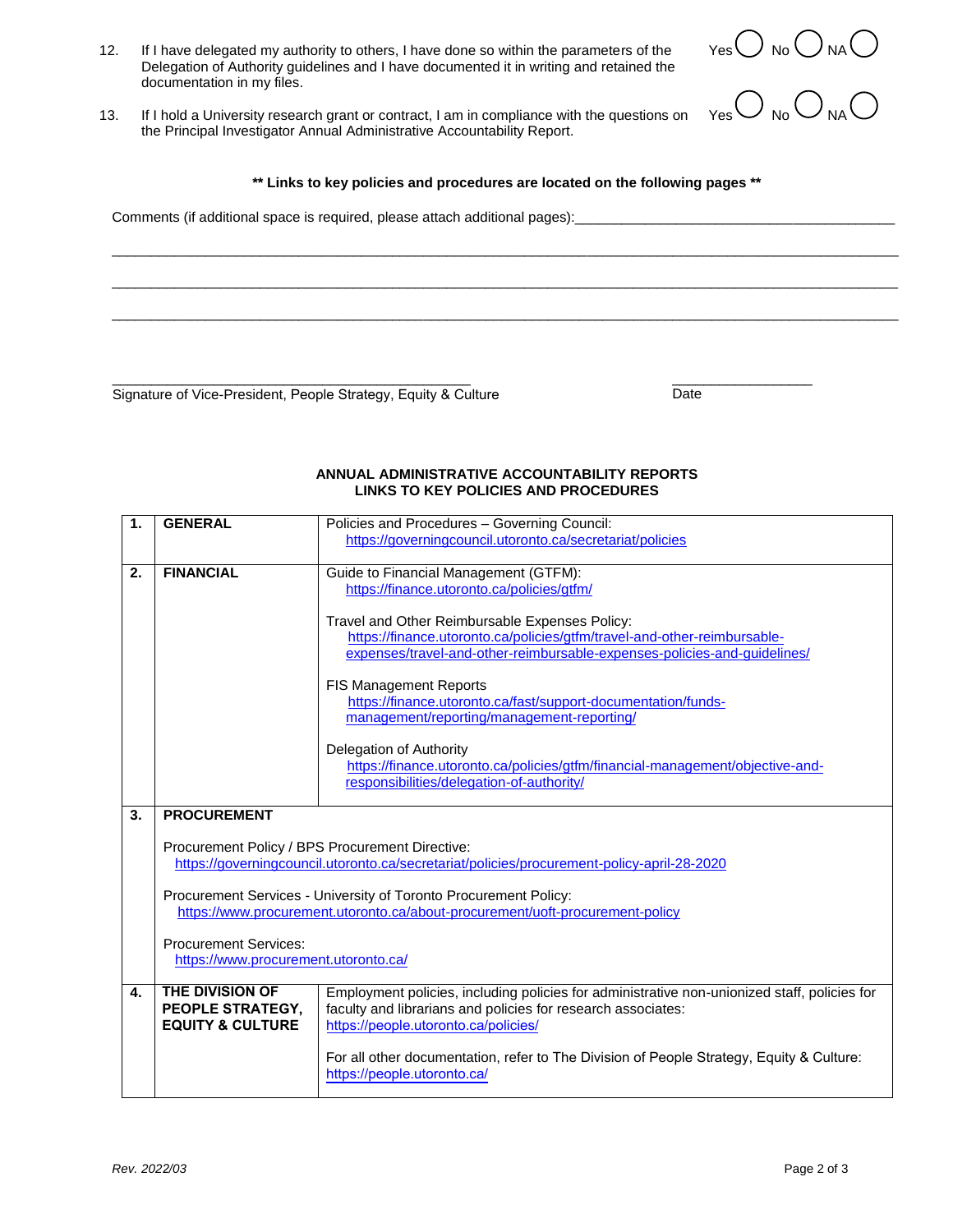12. If I have delegated my authority to others, I have done so within the parameters of the Delegation of Authority guidelines and I have documented it in writing and retained the documentation in my files. Yes ◯ No ◯ NA ◯

13. If I hold a University research grant or contract, I am in compliance with the questions on the Principal Investigator Annual Administrative Accountability Report. Yes ◯ No ◯ NA ◯

**\*\* Links to key policies and procedures are located on the following pages \*\***

Comments (if additional space is required, please attach additional pages):_______________________________________

_____________________________________________________________________________________________

_____________________________________________________________________________________________

_____________________________________________________________________________________________

_________________________________________ 
Signature of Vice-President, People Strategy, Equity & Culture

_________________ 
Date

**ANNUAL ADMINISTRATIVE ACCOUNTABILITY REPORTS**
**LINKS TO KEY POLICIES AND PROCEDURES**

| | | |
|---|---|---|
| **1.** | **GENERAL** | Policies and Procedures – Governing Council: https://governingcouncil.utoronto.ca/secretariat/policies |
| **2.** | **FINANCIAL** | Guide to Financial Management (GTFM): https://finance.utoronto.ca/policies/gtfm/<br><br>Travel and Other Reimbursable Expenses Policy: https://finance.utoronto.ca/policies/gtfm/travel-and-other-reimbursable-expenses/travel-and-other-reimbursable-expenses-policies-and-guidelines/<br><br>FIS Management Reports https://finance.utoronto.ca/fast/support-documentation/funds-management/reporting/management-reporting/<br><br>Delegation of Authority https://finance.utoronto.ca/policies/gtfm/financial-management/objective-and-responsibilities/delegation-of-authority/ |
| **3.** | **PROCUREMENT**<br><br>Procurement Policy / BPS Procurement Directive: https://governingcouncil.utoronto.ca/secretariat/policies/procurement-policy-april-28-2020<br><br>Procurement Services - University of Toronto Procurement Policy: https://www.procurement.utoronto.ca/about-procurement/uoft-procurement-policy<br><br>Procurement Services: https://www.procurement.utoronto.ca/ | |
| **4.** | **THE DIVISION OF PEOPLE STRATEGY, EQUITY & CULTURE** | Employment policies, including policies for administrative non-unionized staff, policies for faculty and librarians and policies for research associates: https://people.utoronto.ca/policies/<br><br>For all other documentation, refer to The Division of People Strategy, Equity & Culture: https://people.utoronto.ca/ |

*Rev. 2022/03*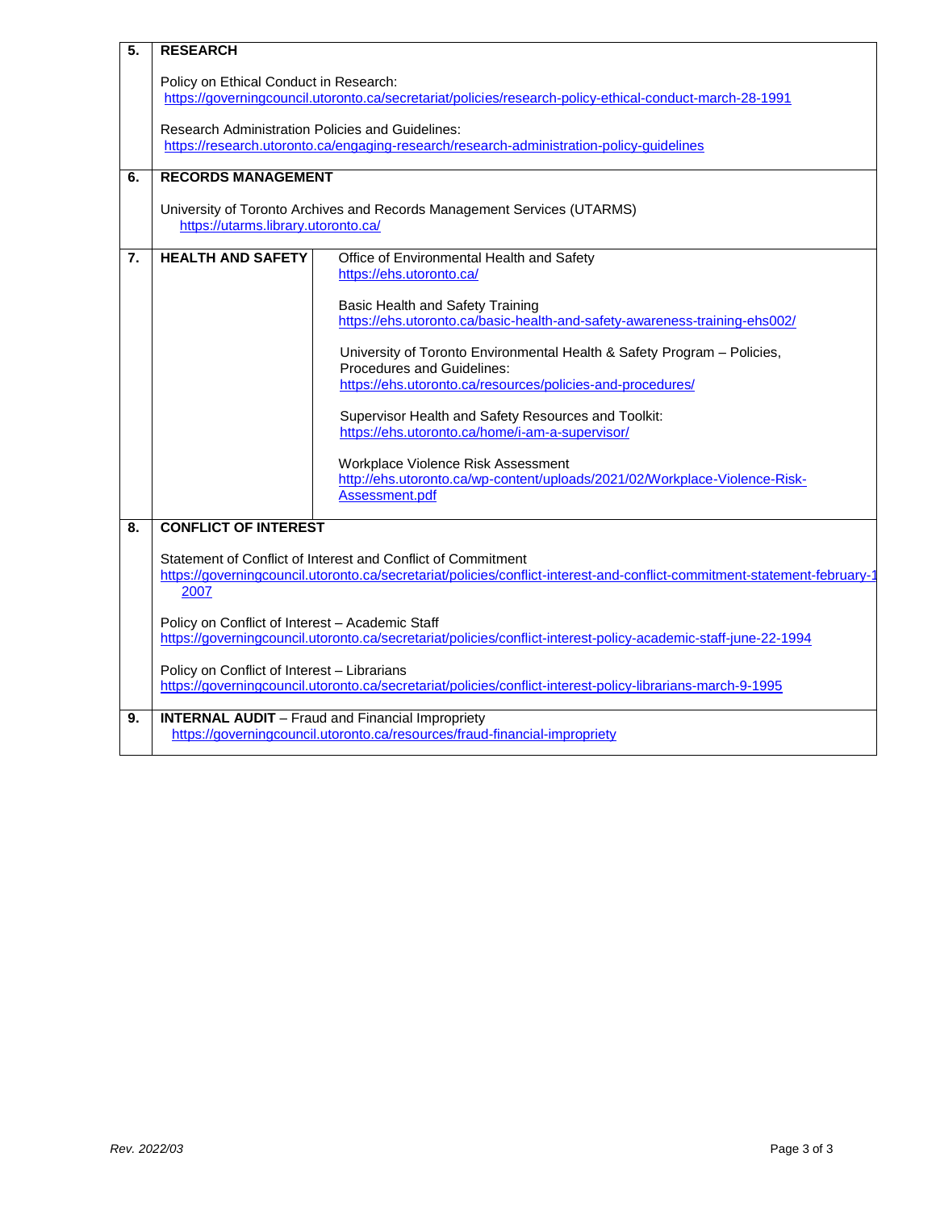| | | |
|---|---|---|
| **5.** | **RESEARCH**<br><br>Policy on Ethical Conduct in Research:<br>https://governingcouncil.utoronto.ca/secretariat/policies/research-policy-ethical-conduct-march-28-1991<br><br>Research Administration Policies and Guidelines:<br>https://research.utoronto.ca/engaging-research/research-administration-policy-guidelines | |
| **6.** | **RECORDS MANAGEMENT**<br><br>University of Toronto Archives and Records Management Services (UTARMS)<br>https://utarms.library.utoronto.ca/ | |
| **7.** | **HEALTH AND SAFETY** | Office of Environmental Health and Safety<br>https://ehs.utoronto.ca/<br><br>Basic Health and Safety Training<br>https://ehs.utoronto.ca/basic-health-and-safety-awareness-training-ehs002/<br><br>University of Toronto Environmental Health & Safety Program – Policies, Procedures and Guidelines:<br>https://ehs.utoronto.ca/resources/policies-and-procedures/<br><br>Supervisor Health and Safety Resources and Toolkit:<br>https://ehs.utoronto.ca/home/i-am-a-supervisor/<br><br>Workplace Violence Risk Assessment<br>http://ehs.utoronto.ca/wp-content/uploads/2021/02/Workplace-Violence-Risk-Assessment.pdf |
| **8.** | **CONFLICT OF INTEREST**<br><br>Statement of Conflict of Interest and Conflict of Commitment<br>https://governingcouncil.utoronto.ca/secretariat/policies/conflict-interest-and-conflict-commitment-statement-february-1-2007<br><br>Policy on Conflict of Interest – Academic Staff<br>https://governingcouncil.utoronto.ca/secretariat/policies/conflict-interest-policy-academic-staff-june-22-1994<br><br>Policy on Conflict of Interest – Librarians<br>https://governingcouncil.utoronto.ca/secretariat/policies/conflict-interest-policy-librarians-march-9-1995 | |
| **9.** | **INTERNAL AUDIT** – Fraud and Financial Impropriety<br>https://governingcouncil.utoronto.ca/resources/fraud-financial-impropriety | |

*Rev. 2022/03*